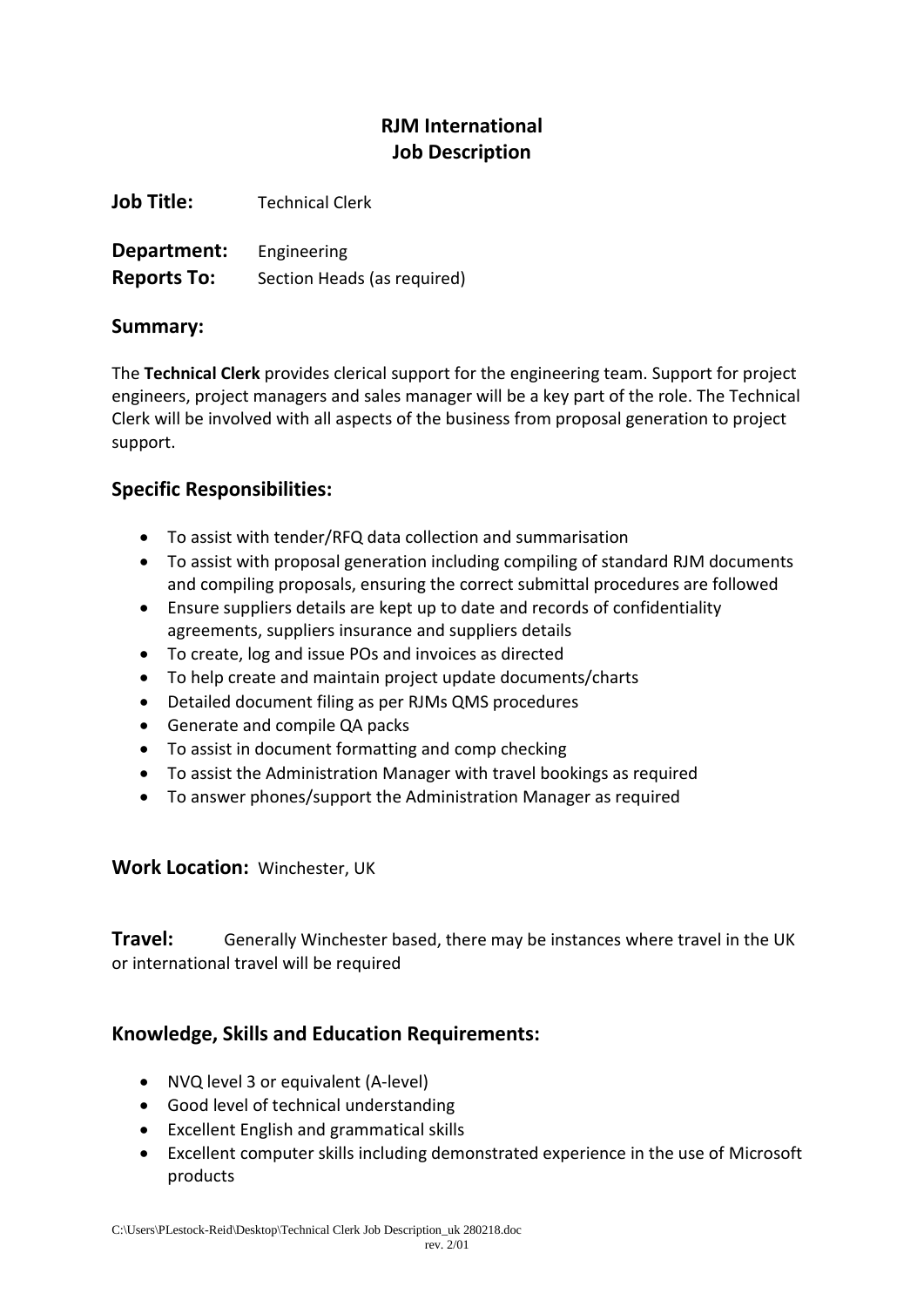# RJM International
# Job Description

**Job Title:** Technical Clerk

**Department:** Engineering
**Reports To:** Section Heads (as required)

## Summary:

The **Technical Clerk** provides clerical support for the engineering team. Support for project engineers, project managers and sales manager will be a key part of the role. The Technical Clerk will be involved with all aspects of the business from proposal generation to project support.

## Specific Responsibilities:

- To assist with tender/RFQ data collection and summarisation
- To assist with proposal generation including compiling of standard RJM documents and compiling proposals, ensuring the correct submittal procedures are followed
- Ensure suppliers details are kept up to date and records of confidentiality agreements, suppliers insurance and suppliers details
- To create, log and issue POs and invoices as directed
- To help create and maintain project update documents/charts
- Detailed document filing as per RJMs QMS procedures
- Generate and compile QA packs
- To assist in document formatting and comp checking
- To assist the Administration Manager with travel bookings as required
- To answer phones/support the Administration Manager as required

**Work Location:** Winchester, UK

**Travel:** Generally Winchester based, there may be instances where travel in the UK or international travel will be required

## Knowledge, Skills and Education Requirements:

- NVQ level 3 or equivalent (A-level)
- Good level of technical understanding
- Excellent English and grammatical skills
- Excellent computer skills including demonstrated experience in the use of Microsoft products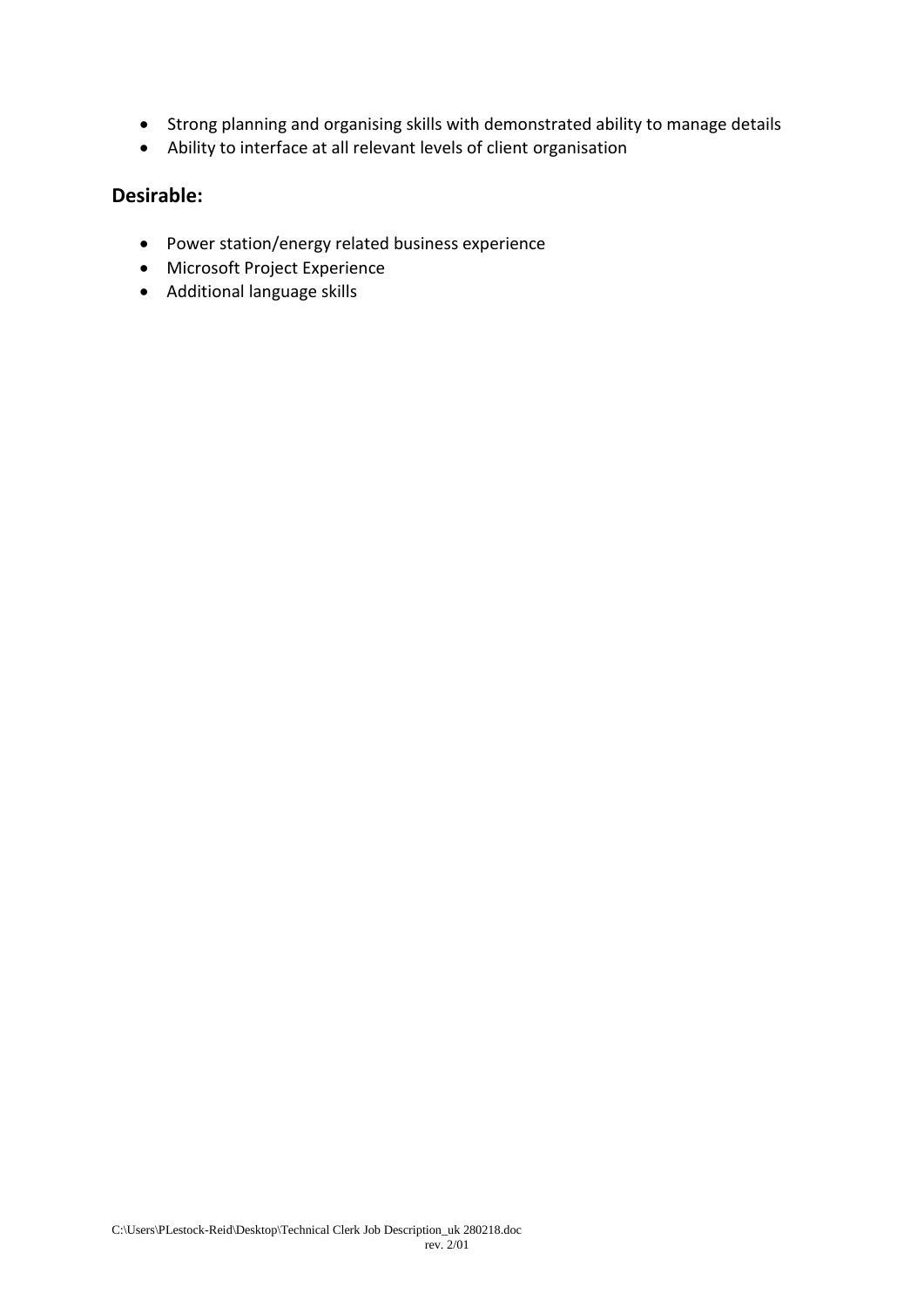- Strong planning and organising skills with demonstrated ability to manage details
- Ability to interface at all relevant levels of client organisation

## Desirable:

- Power station/energy related business experience
- Microsoft Project Experience
- Additional language skills